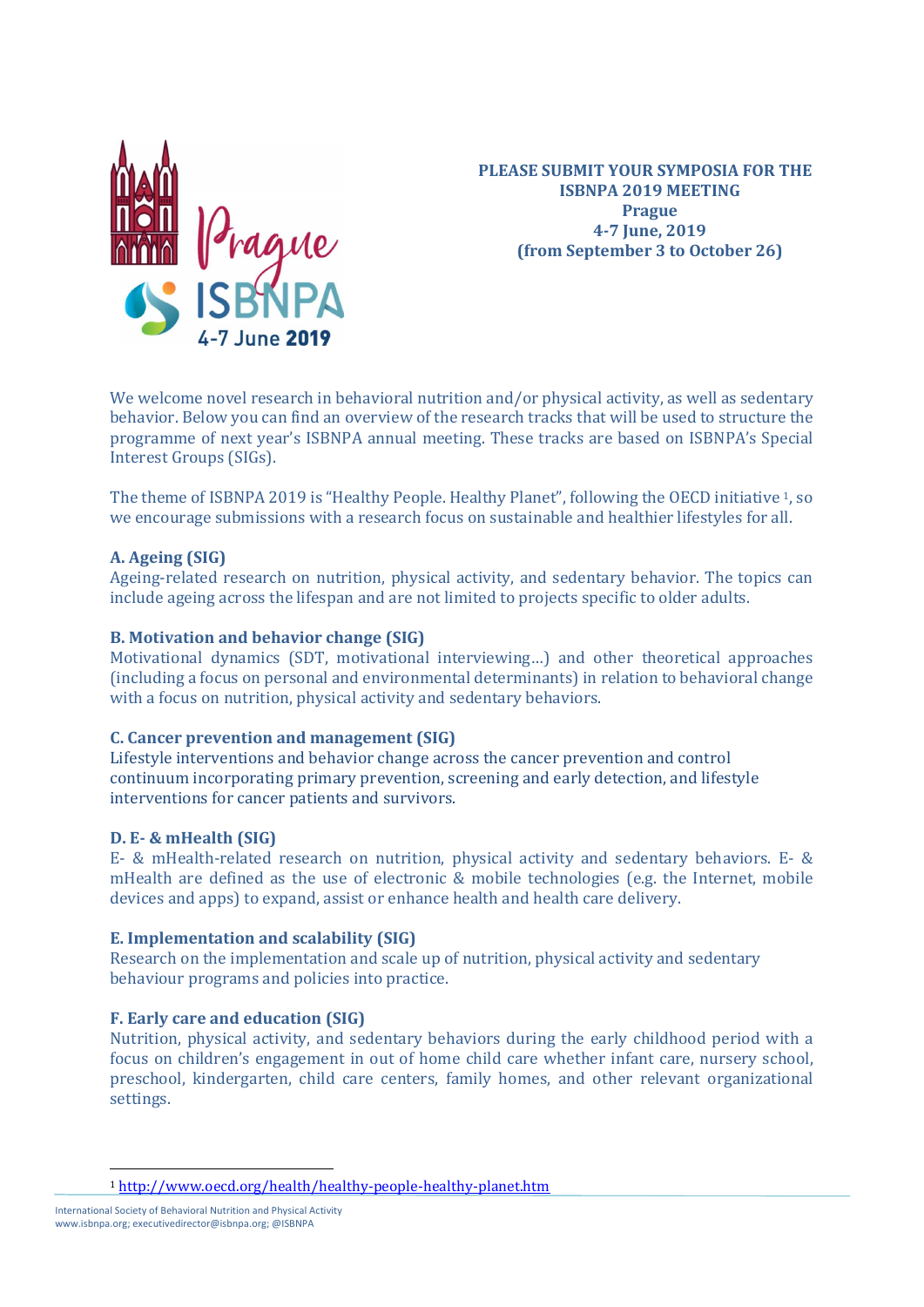**PLEASE SUBMIT YOUR SYMPOSIA FOR THE ISBNPA 2019 MEETING**
**Prague**
**4-7 June, 2019**
**(from September 3 to October 26)**

We welcome novel research in behavioral nutrition and/or physical activity, as well as sedentary behavior. Below you can find an overview of the research tracks that will be used to structure the programme of next year's ISBNPA annual meeting. These tracks are based on ISBNPA's Special Interest Groups (SIGs).

The theme of ISBNPA 2019 is "Healthy People. Healthy Planet", following the OECD initiative [1], so we encourage submissions with a research focus on sustainable and healthier lifestyles for all.

### A. Ageing (SIG)

Ageing-related research on nutrition, physical activity, and sedentary behavior. The topics can include ageing across the lifespan and are not limited to projects specific to older adults.

### B. Motivation and behavior change (SIG)

Motivational dynamics (SDT, motivational interviewing…) and other theoretical approaches (including a focus on personal and environmental determinants) in relation to behavioral change with a focus on nutrition, physical activity and sedentary behaviors.

### C. Cancer prevention and management (SIG)

Lifestyle interventions and behavior change across the cancer prevention and control continuum incorporating primary prevention, screening and early detection, and lifestyle interventions for cancer patients and survivors.

### D. E- & mHealth (SIG)

E- & mHealth-related research on nutrition, physical activity and sedentary behaviors. E- & mHealth are defined as the use of electronic & mobile technologies (e.g. the Internet, mobile devices and apps) to expand, assist or enhance health and health care delivery.

### E. Implementation and scalability (SIG)

Research on the implementation and scale up of nutrition, physical activity and sedentary behaviour programs and policies into practice.

### F. Early care and education (SIG)

Nutrition, physical activity, and sedentary behaviors during the early childhood period with a focus on children's engagement in out of home child care whether infant care, nursery school, preschool, kindergarten, child care centers, family homes, and other relevant organizational settings.

---

[1] http://www.oecd.org/health/healthy-people-healthy-planet.htm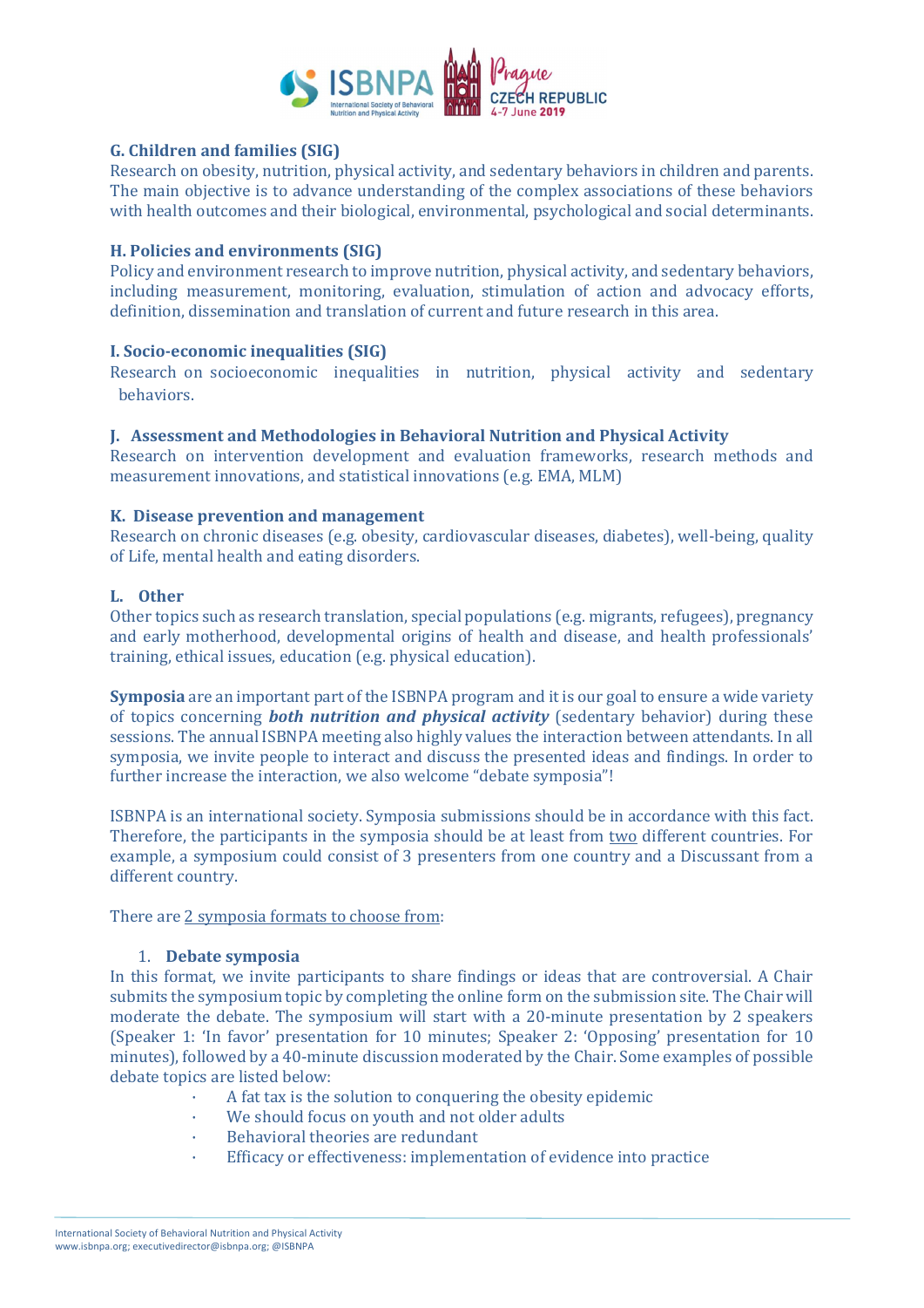**G. Children and families (SIG)**
Research on obesity, nutrition, physical activity, and sedentary behaviors in children and parents. The main objective is to advance understanding of the complex associations of these behaviors with health outcomes and their biological, environmental, psychological and social determinants.

**H. Policies and environments (SIG)**
Policy and environment research to improve nutrition, physical activity, and sedentary behaviors, including measurement, monitoring, evaluation, stimulation of action and advocacy efforts, definition, dissemination and translation of current and future research in this area.

**I. Socio-economic inequalities (SIG)**
Research on socioeconomic inequalities in nutrition, physical activity and sedentary behaviors.

**J. Assessment and Methodologies in Behavioral Nutrition and Physical Activity**
Research on intervention development and evaluation frameworks, research methods and measurement innovations, and statistical innovations (e.g. EMA, MLM)

**K. Disease prevention and management**
Research on chronic diseases (e.g. obesity, cardiovascular diseases, diabetes), well-being, quality of Life, mental health and eating disorders.

**L. Other**
Other topics such as research translation, special populations (e.g. migrants, refugees), pregnancy and early motherhood, developmental origins of health and disease, and health professionals' training, ethical issues, education (e.g. physical education).

**Symposia** are an important part of the ISBNPA program and it is our goal to ensure a wide variety of topics concerning ***both nutrition and physical activity*** (sedentary behavior) during these sessions. The annual ISBNPA meeting also highly values the interaction between attendants. In all symposia, we invite people to interact and discuss the presented ideas and findings. In order to further increase the interaction, we also welcome "debate symposia"!

ISBNPA is an international society. Symposia submissions should be in accordance with this fact. Therefore, the participants in the symposia should be at least from two different countries. For example, a symposium could consist of 3 presenters from one country and a Discussant from a different country.

There are 2 symposia formats to choose from:

1. **Debate symposia**

In this format, we invite participants to share findings or ideas that are controversial. A Chair submits the symposium topic by completing the online form on the submission site. The Chair will moderate the debate. The symposium will start with a 20-minute presentation by 2 speakers (Speaker 1: 'In favor' presentation for 10 minutes; Speaker 2: 'Opposing' presentation for 10 minutes), followed by a 40-minute discussion moderated by the Chair. Some examples of possible debate topics are listed below:

- A fat tax is the solution to conquering the obesity epidemic
- We should focus on youth and not older adults
- Behavioral theories are redundant
- Efficacy or effectiveness: implementation of evidence into practice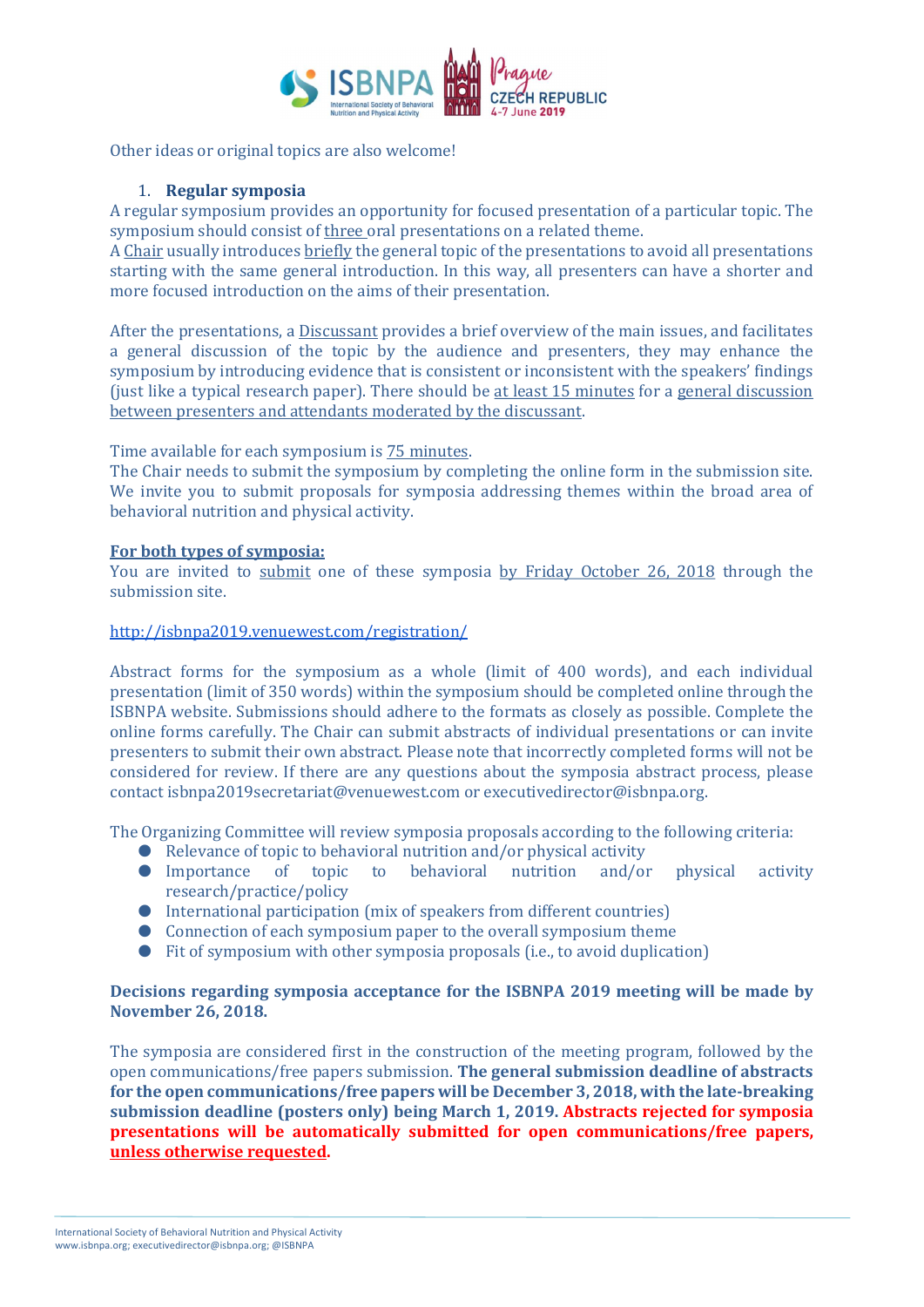Other ideas or original topics are also welcome!

1. **Regular symposia**

A regular symposium provides an opportunity for focused presentation of a particular topic. The symposium should consist of three oral presentations on a related theme.
A Chair usually introduces briefly the general topic of the presentations to avoid all presentations starting with the same general introduction. In this way, all presenters can have a shorter and more focused introduction on the aims of their presentation.

After the presentations, a Discussant provides a brief overview of the main issues, and facilitates a general discussion of the topic by the audience and presenters, they may enhance the symposium by introducing evidence that is consistent or inconsistent with the speakers' findings (just like a typical research paper). There should be at least 15 minutes for a general discussion between presenters and attendants moderated by the discussant.

Time available for each symposium is 75 minutes.
The Chair needs to submit the symposium by completing the online form in the submission site. We invite you to submit proposals for symposia addressing themes within the broad area of behavioral nutrition and physical activity.

**For both types of symposia:**

You are invited to submit one of these symposia by Friday October 26, 2018 through the submission site.

http://isbnpa2019.venuewest.com/registration/

Abstract forms for the symposium as a whole (limit of 400 words), and each individual presentation (limit of 350 words) within the symposium should be completed online through the ISBNPA website. Submissions should adhere to the formats as closely as possible. Complete the online forms carefully. The Chair can submit abstracts of individual presentations or can invite presenters to submit their own abstract. Please note that incorrectly completed forms will not be considered for review. If there are any questions about the symposia abstract process, please contact isbnpa2019secretariat@venuewest.com or executivedirector@isbnpa.org.

The Organizing Committee will review symposia proposals according to the following criteria:

- Relevance of topic to behavioral nutrition and/or physical activity
- Importance of topic to behavioral nutrition and/or physical activity research/practice/policy
- International participation (mix of speakers from different countries)
- Connection of each symposium paper to the overall symposium theme
- Fit of symposium with other symposia proposals (i.e., to avoid duplication)

**Decisions regarding symposia acceptance for the ISBNPA 2019 meeting will be made by November 26, 2018.**

The symposia are considered first in the construction of the meeting program, followed by the open communications/free papers submission. **The general submission deadline of abstracts for the open communications/free papers will be December 3, 2018, with the late-breaking submission deadline (posters only) being March 1, 2019. Abstracts rejected for symposia presentations will be automatically submitted for open communications/free papers, unless otherwise requested.**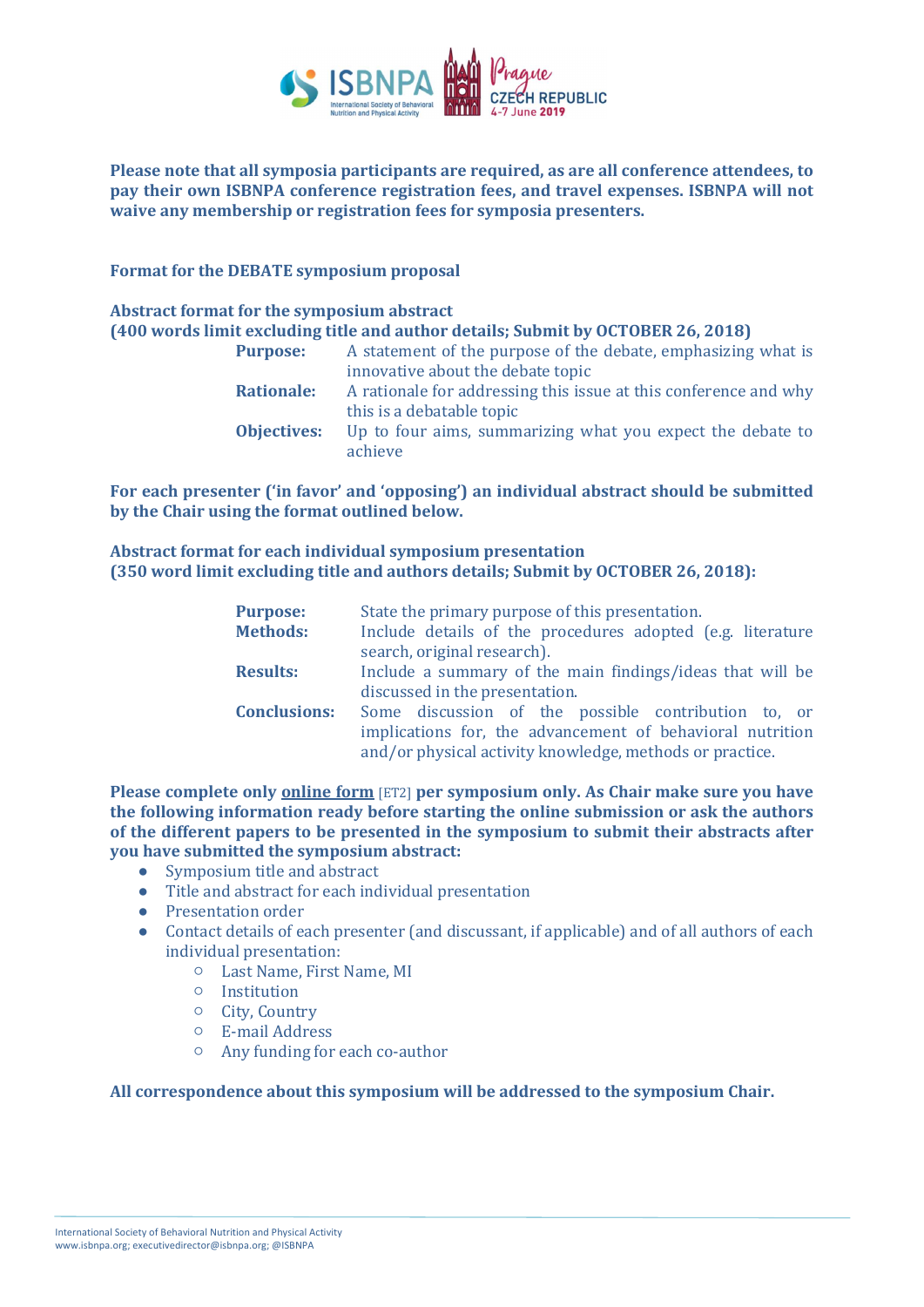**Please note that all symposia participants are required, as are all conference attendees, to pay their own ISBNPA conference registration fees, and travel expenses. ISBNPA will not waive any membership or registration fees for symposia presenters.**

**Format for the DEBATE symposium proposal**

**Abstract format for the symposium abstract**
**(400 words limit excluding title and author details; Submit by OCTOBER 26, 2018)**

**Purpose:** A statement of the purpose of the debate, emphasizing what is innovative about the debate topic

**Rationale:** A rationale for addressing this issue at this conference and why this is a debatable topic

**Objectives:** Up to four aims, summarizing what you expect the debate to achieve

**For each presenter ('in favor' and 'opposing') an individual abstract should be submitted by the Chair using the format outlined below.**

**Abstract format for each individual symposium presentation**
**(350 word limit excluding title and authors details; Submit by OCTOBER 26, 2018):**

**Purpose:** State the primary purpose of this presentation.

**Methods:** Include details of the procedures adopted (e.g. literature search, original research).

**Results:** Include a summary of the main findings/ideas that will be discussed in the presentation.

**Conclusions:** Some discussion of the possible contribution to, or implications for, the advancement of behavioral nutrition and/or physical activity knowledge, methods or practice.

**Please complete only online form [ET2] per symposium only. As Chair make sure you have the following information ready before starting the online submission or ask the authors of the different papers to be presented in the symposium to submit their abstracts after you have submitted the symposium abstract:**

- Symposium title and abstract
- Title and abstract for each individual presentation
- Presentation order
- Contact details of each presenter (and discussant, if applicable) and of all authors of each individual presentation:
  - Last Name, First Name, MI
  - Institution
  - City, Country
  - E-mail Address
  - Any funding for each co-author

**All correspondence about this symposium will be addressed to the symposium Chair.**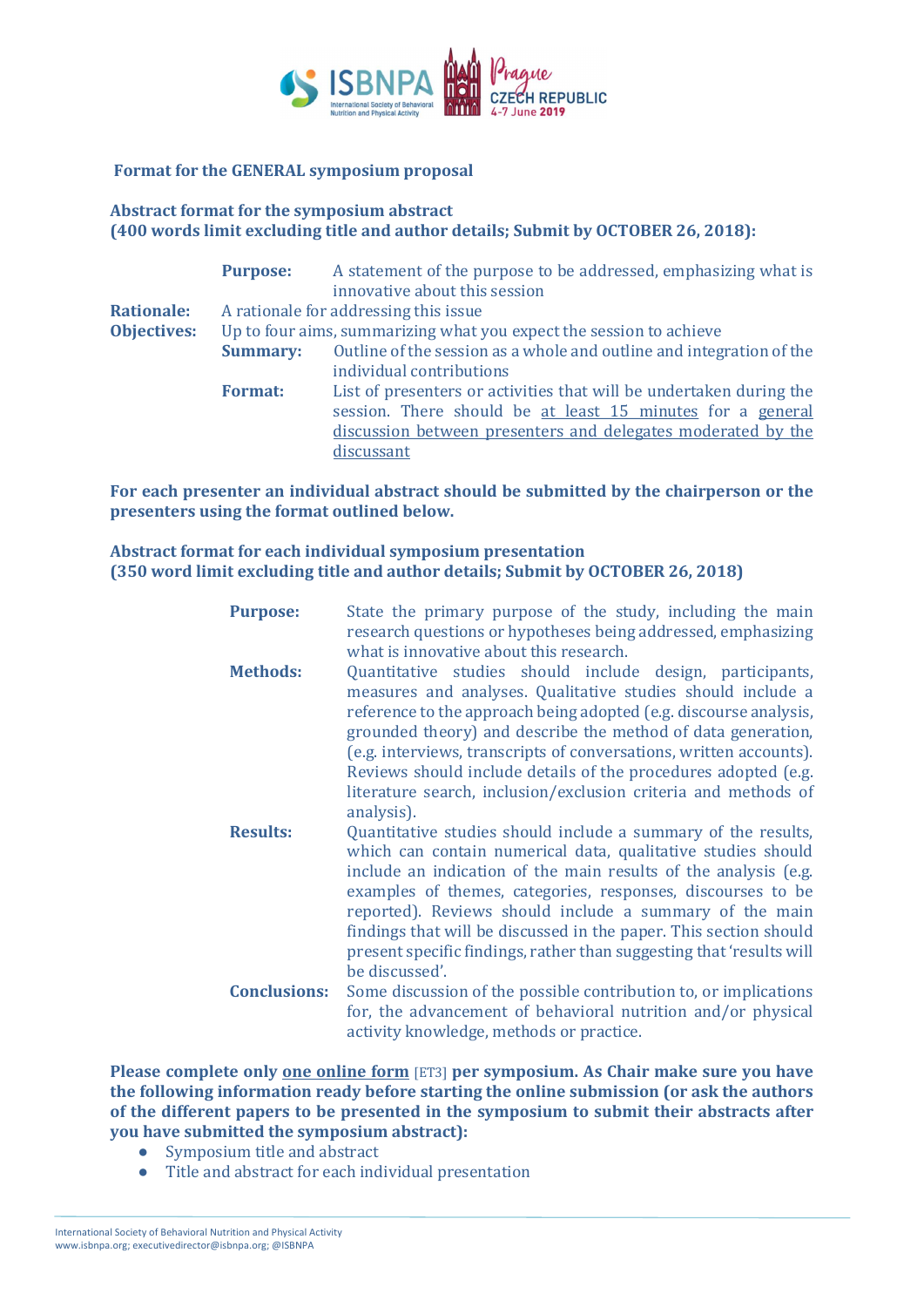**Format for the GENERAL symposium proposal**

**Abstract format for the symposium abstract**
**(400 words limit excluding title and author details; Submit by OCTOBER 26, 2018):**

**Purpose:** A statement of the purpose to be addressed, emphasizing what is innovative about this session

**Rationale:** A rationale for addressing this issue

**Objectives:** Up to four aims, summarizing what you expect the session to achieve

**Summary:** Outline of the session as a whole and outline and integration of the individual contributions

**Format:** List of presenters or activities that will be undertaken during the session. There should be at least 15 minutes for a general discussion between presenters and delegates moderated by the discussant

**For each presenter an individual abstract should be submitted by the chairperson or the presenters using the format outlined below.**

**Abstract format for each individual symposium presentation**
**(350 word limit excluding title and author details; Submit by OCTOBER 26, 2018)**

**Purpose:** State the primary purpose of the study, including the main research questions or hypotheses being addressed, emphasizing what is innovative about this research.

**Methods:** Quantitative studies should include design, participants, measures and analyses. Qualitative studies should include a reference to the approach being adopted (e.g. discourse analysis, grounded theory) and describe the method of data generation, (e.g. interviews, transcripts of conversations, written accounts). Reviews should include details of the procedures adopted (e.g. literature search, inclusion/exclusion criteria and methods of analysis).

**Results:** Quantitative studies should include a summary of the results, which can contain numerical data, qualitative studies should include an indication of the main results of the analysis (e.g. examples of themes, categories, responses, discourses to be reported). Reviews should include a summary of the main findings that will be discussed in the paper. This section should present specific findings, rather than suggesting that 'results will be discussed'.

**Conclusions:** Some discussion of the possible contribution to, or implications for, the advancement of behavioral nutrition and/or physical activity knowledge, methods or practice.

**Please complete only one online form [ET3] per symposium. As Chair make sure you have the following information ready before starting the online submission (or ask the authors of the different papers to be presented in the symposium to submit their abstracts after you have submitted the symposium abstract):**

- Symposium title and abstract
- Title and abstract for each individual presentation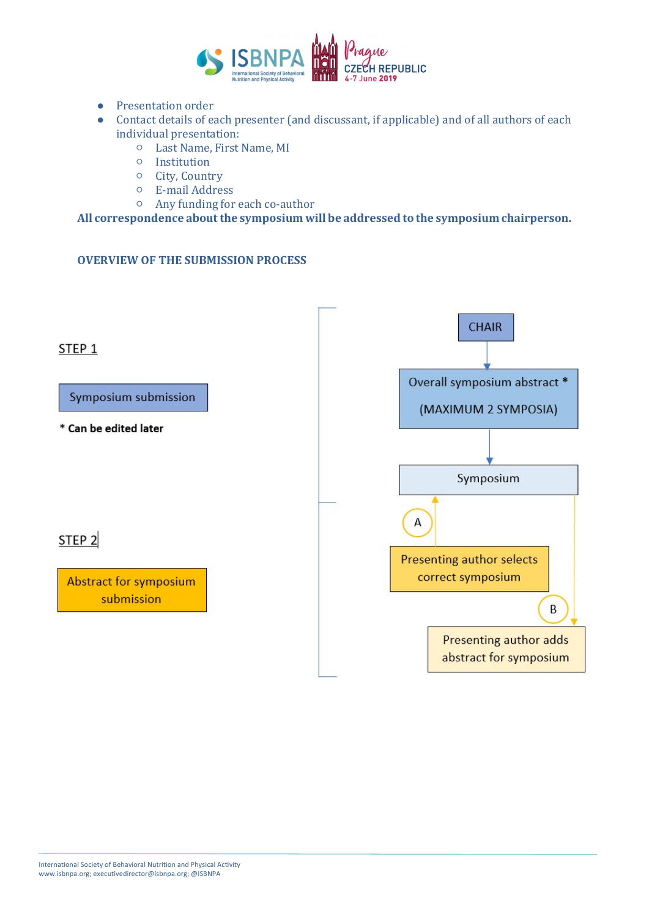- Presentation order
- Contact details of each presenter (and discussant, if applicable) and of all authors of each individual presentation:
  - Last Name, First Name, MI
  - Institution
  - City, Country
  - E-mail Address
  - Any funding for each co-author

**All correspondence about the symposium will be addressed to the symposium chairperson.**

**OVERVIEW OF THE SUBMISSION PROCESS**

STEP 1

Symposium submission

**\* Can be edited later**

CHAIR

Overall symposium abstract *

(MAXIMUM 2 SYMPOSIA)

Symposium

STEP 2

Abstract for symposium submission

A

Presenting author selects correct symposium

B

Presenting author adds abstract for symposium